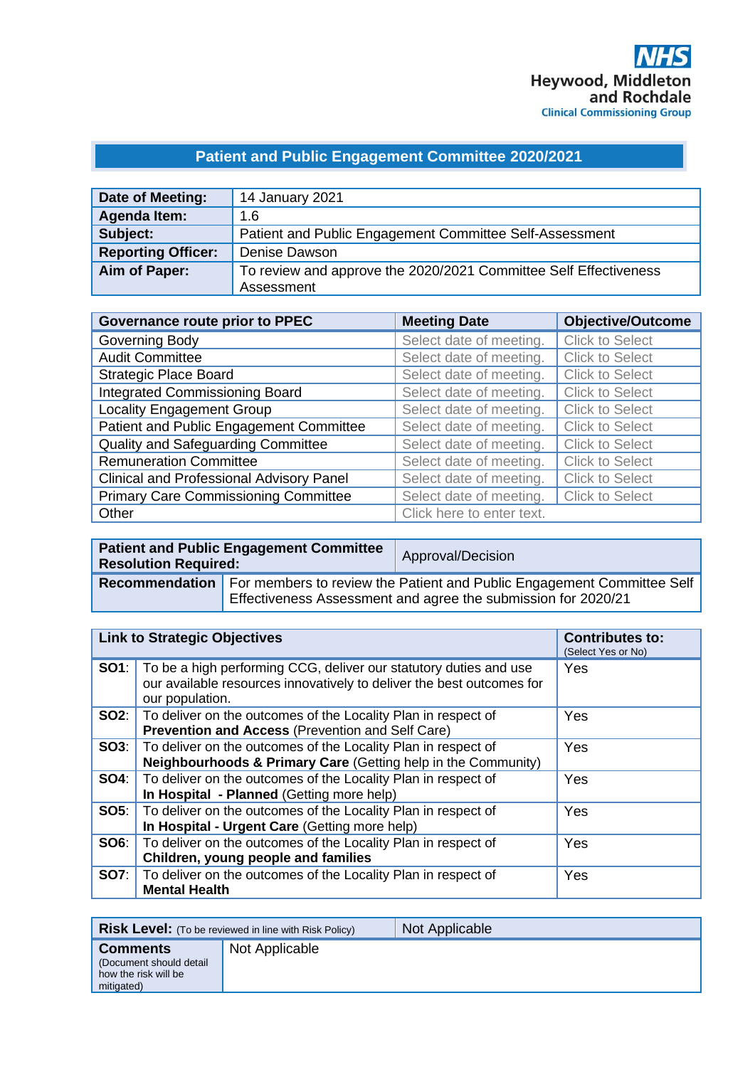NHS
Heywood, Middleton and Rochdale
Clinical Commissioning Group

# Patient and Public Engagement Committee 2020/2021

| | |
|---|---|
| **Date of Meeting:** | 14 January 2021 |
| **Agenda Item:** | 1.6 |
| **Subject:** | Patient and Public Engagement Committee Self-Assessment |
| **Reporting Officer:** | Denise Dawson |
| **Aim of Paper:** | To review and approve the 2020/2021 Committee Self Effectiveness Assessment |

| Governance route prior to PPEC | Meeting Date | Objective/Outcome |
|---|---|---|
| Governing Body | Select date of meeting. | Click to Select |
| Audit Committee | Select date of meeting. | Click to Select |
| Strategic Place Board | Select date of meeting. | Click to Select |
| Integrated Commissioning Board | Select date of meeting. | Click to Select |
| Locality Engagement Group | Select date of meeting. | Click to Select |
| Patient and Public Engagement Committee | Select date of meeting. | Click to Select |
| Quality and Safeguarding Committee | Select date of meeting. | Click to Select |
| Remuneration Committee | Select date of meeting. | Click to Select |
| Clinical and Professional Advisory Panel | Select date of meeting. | Click to Select |
| Primary Care Commissioning Committee | Select date of meeting. | Click to Select |
| Other | Click here to enter text. | |

| | |
|---|---|
| **Patient and Public Engagement Committee Resolution Required:** | Approval/Decision |
| **Recommendation** | For members to review the Patient and Public Engagement Committee Self Effectiveness Assessment and agree the submission for 2020/21 |

| Link to Strategic Objectives | | Contributes to: (Select Yes or No) |
|---|---|---|
| **SO1**: | To be a high performing CCG, deliver our statutory duties and use our available resources innovatively to deliver the best outcomes for our population. | Yes |
| **SO2**: | To deliver on the outcomes of the Locality Plan in respect of **Prevention and Access** (Prevention and Self Care) | Yes |
| **SO3**: | To deliver on the outcomes of the Locality Plan in respect of **Neighbourhoods & Primary Care** (Getting help in the Community) | Yes |
| **SO4**: | To deliver on the outcomes of the Locality Plan in respect of **In Hospital - Planned** (Getting more help) | Yes |
| **SO5**: | To deliver on the outcomes of the Locality Plan in respect of **In Hospital - Urgent Care** (Getting more help) | Yes |
| **SO6**: | To deliver on the outcomes of the Locality Plan in respect of **Children, young people and families** | Yes |
| **SO7**: | To deliver on the outcomes of the Locality Plan in respect of **Mental Health** | Yes |

| | |
|---|---|
| **Risk Level:** (To be reviewed in line with Risk Policy) | Not Applicable |
| **Comments** (Document should detail how the risk will be mitigated) | Not Applicable |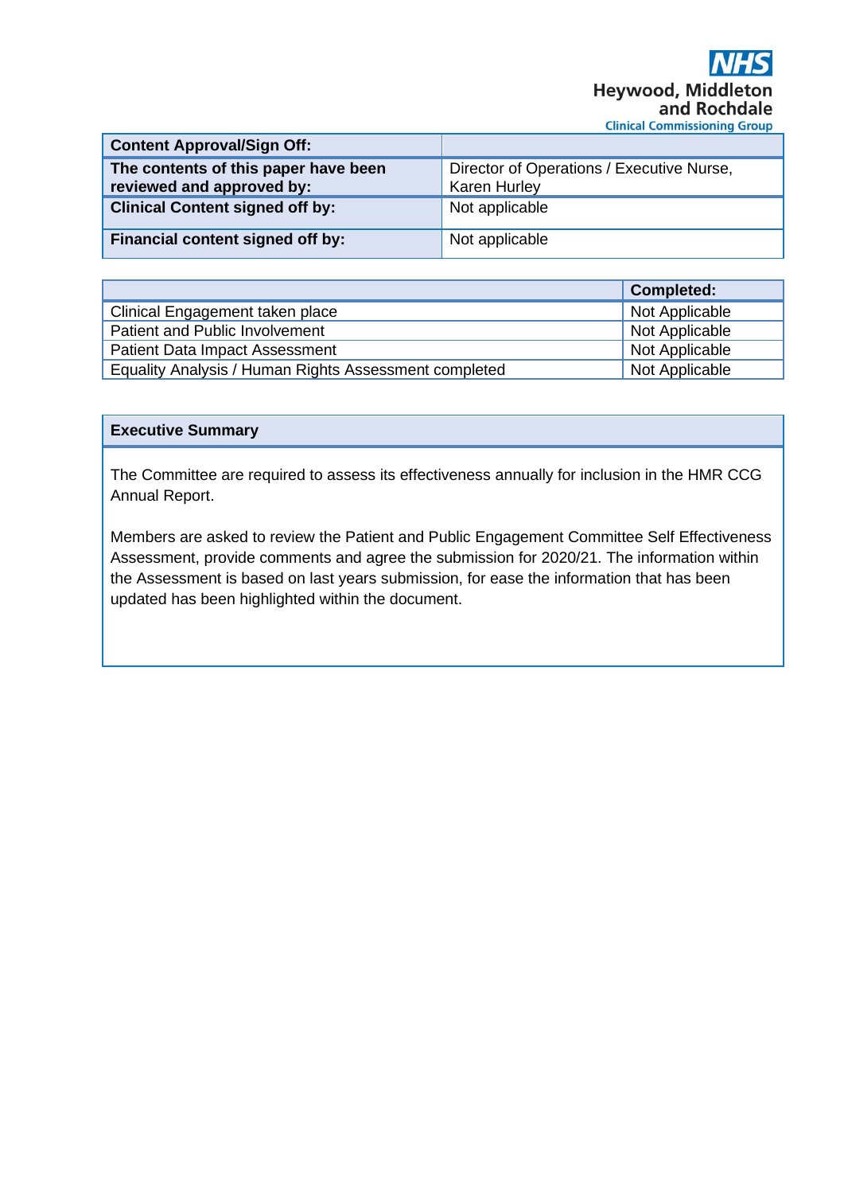NHS Heywood, Middleton and Rochdale Clinical Commissioning Group

| Content Approval/Sign Off: | |
|---|---|
| The contents of this paper have been reviewed and approved by: | Director of Operations / Executive Nurse, Karen Hurley |
| Clinical Content signed off by: | Not applicable |
| Financial content signed off by: | Not applicable |

| | Completed: |
|---|---|
| Clinical Engagement taken place | Not Applicable |
| Patient and Public Involvement | Not Applicable |
| Patient Data Impact Assessment | Not Applicable |
| Equality Analysis / Human Rights Assessment completed | Not Applicable |

**Executive Summary**

The Committee are required to assess its effectiveness annually for inclusion in the HMR CCG Annual Report.

Members are asked to review the Patient and Public Engagement Committee Self Effectiveness Assessment, provide comments and agree the submission for 2020/21. The information within the Assessment is based on last years submission, for ease the information that has been updated has been highlighted within the document.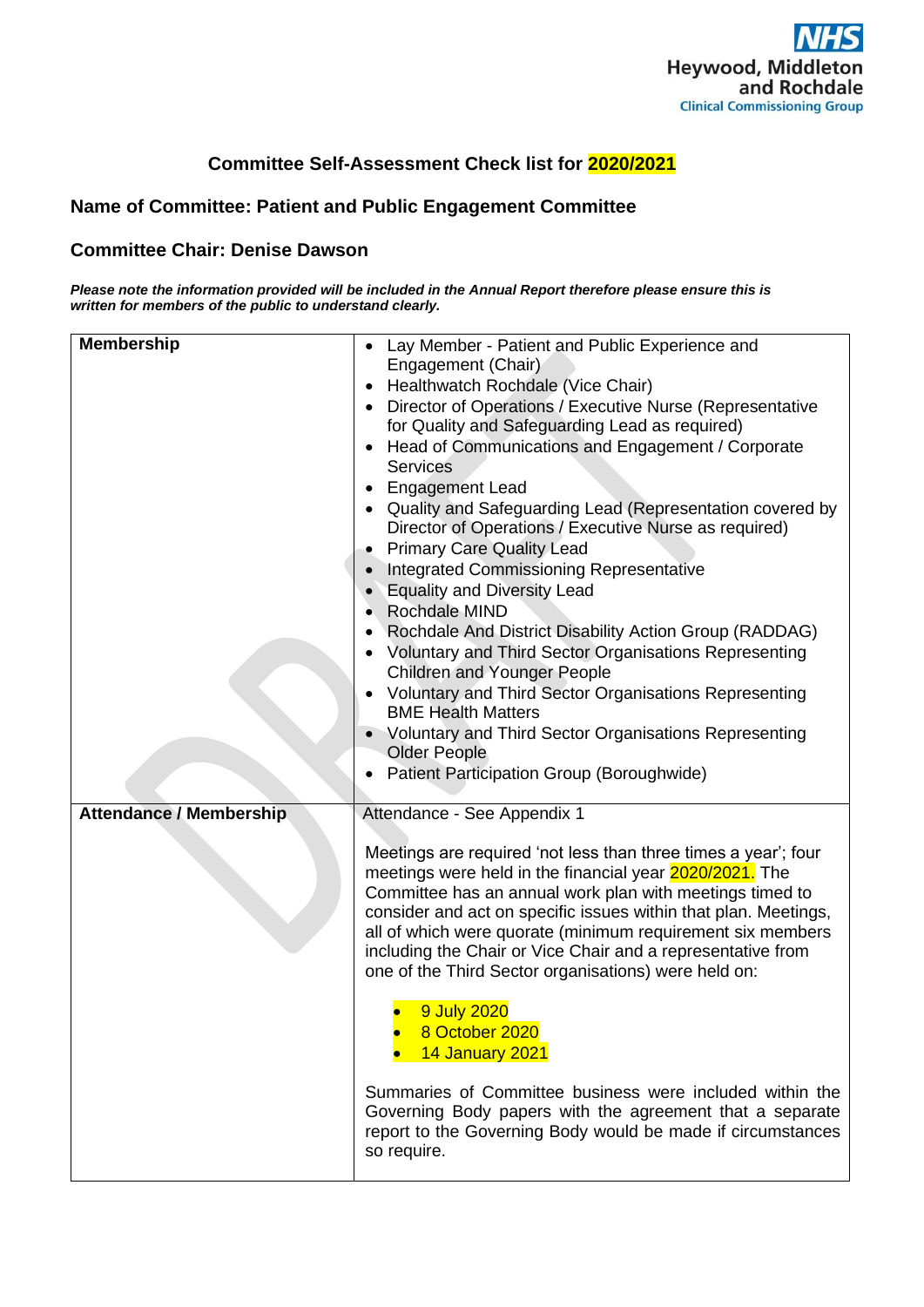Heywood, Middleton and Rochdale Clinical Commissioning Group

## Committee Self-Assessment Check list for 2020/2021

### Name of Committee: Patient and Public Engagement Committee

### Committee Chair: Denise Dawson

***Please note the information provided will be included in the Annual Report therefore please ensure this is written for members of the public to understand clearly.***

| **Membership** | <ul><li>Lay Member - Patient and Public Experience and Engagement (Chair)</li><li>Healthwatch Rochdale (Vice Chair)</li><li>Director of Operations / Executive Nurse (Representative for Quality and Safeguarding Lead as required)</li><li>Head of Communications and Engagement / Corporate Services</li><li>Engagement Lead</li><li>Quality and Safeguarding Lead (Representation covered by Director of Operations / Executive Nurse as required)</li><li>Primary Care Quality Lead</li><li>Integrated Commissioning Representative</li><li>Equality and Diversity Lead</li><li>Rochdale MIND</li><li>Rochdale And District Disability Action Group (RADDAG)</li><li>Voluntary and Third Sector Organisations Representing Children and Younger People</li><li>Voluntary and Third Sector Organisations Representing BME Health Matters</li><li>Voluntary and Third Sector Organisations Representing Older People</li><li>Patient Participation Group (Boroughwide)</li></ul> |
|---|---|
| **Attendance / Membership** | Attendance - See Appendix 1<br><br>Meetings are required 'not less than three times a year'; four meetings were held in the financial year 2020/2021. The Committee has an annual work plan with meetings timed to consider and act on specific issues within that plan. Meetings, all of which were quorate (minimum requirement six members including the Chair or Vice Chair and a representative from one of the Third Sector organisations) were held on:<br><ul><li>9 July 2020</li><li>8 October 2020</li><li>14 January 2021</li></ul>Summaries of Committee business were included within the Governing Body papers with the agreement that a separate report to the Governing Body would be made if circumstances so require. |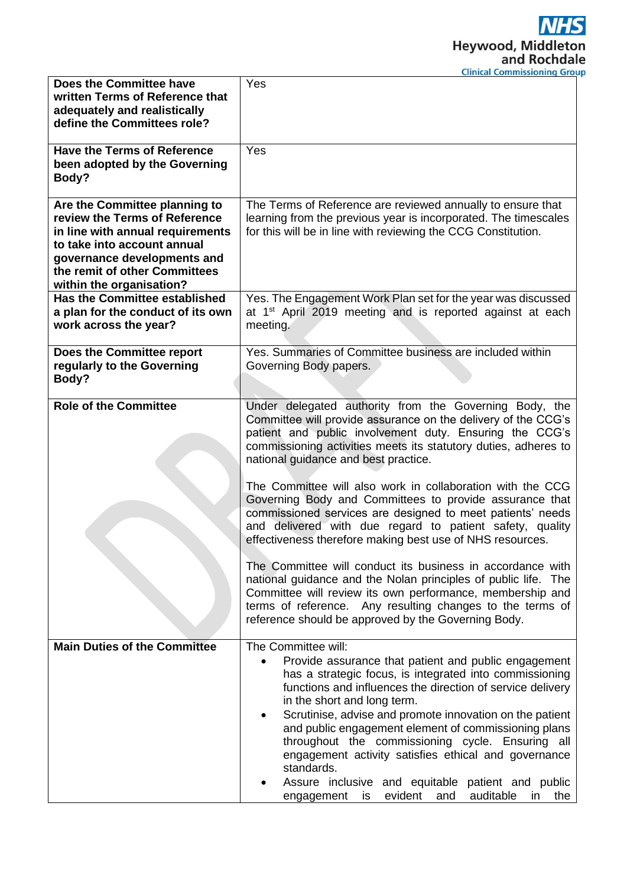| | |
|---|---|
| **Does the Committee have written Terms of Reference that adequately and realistically define the Committees role?** | Yes |
| **Have the Terms of Reference been adopted by the Governing Body?** | Yes |
| **Are the Committee planning to review the Terms of Reference in line with annual requirements to take into account annual governance developments and the remit of other Committees within the organisation?** | The Terms of Reference are reviewed annually to ensure that learning from the previous year is incorporated. The timescales for this will be in line with reviewing the CCG Constitution. |
| **Has the Committee established a plan for the conduct of its own work across the year?** | Yes. The Engagement Work Plan set for the year was discussed at 1st April 2019 meeting and is reported against at each meeting. |
| **Does the Committee report regularly to the Governing Body?** | Yes. Summaries of Committee business are included within Governing Body papers. |
| **Role of the Committee** | Under delegated authority from the Governing Body, the Committee will provide assurance on the delivery of the CCG's patient and public involvement duty. Ensuring the CCG's commissioning activities meets its statutory duties, adheres to national guidance and best practice.<br><br>The Committee will also work in collaboration with the CCG Governing Body and Committees to provide assurance that commissioned services are designed to meet patients' needs and delivered with due regard to patient safety, quality effectiveness therefore making best use of NHS resources.<br><br>The Committee will conduct its business in accordance with national guidance and the Nolan principles of public life. The Committee will review its own performance, membership and terms of reference. Any resulting changes to the terms of reference should be approved by the Governing Body. |
| **Main Duties of the Committee** | The Committee will:<br>• Provide assurance that patient and public engagement has a strategic focus, is integrated into commissioning functions and influences the direction of service delivery in the short and long term.<br>• Scrutinise, advise and promote innovation on the patient and public engagement element of commissioning plans throughout the commissioning cycle. Ensuring all engagement activity satisfies ethical and governance standards.<br>• Assure inclusive and equitable patient and public engagement is evident and auditable in the |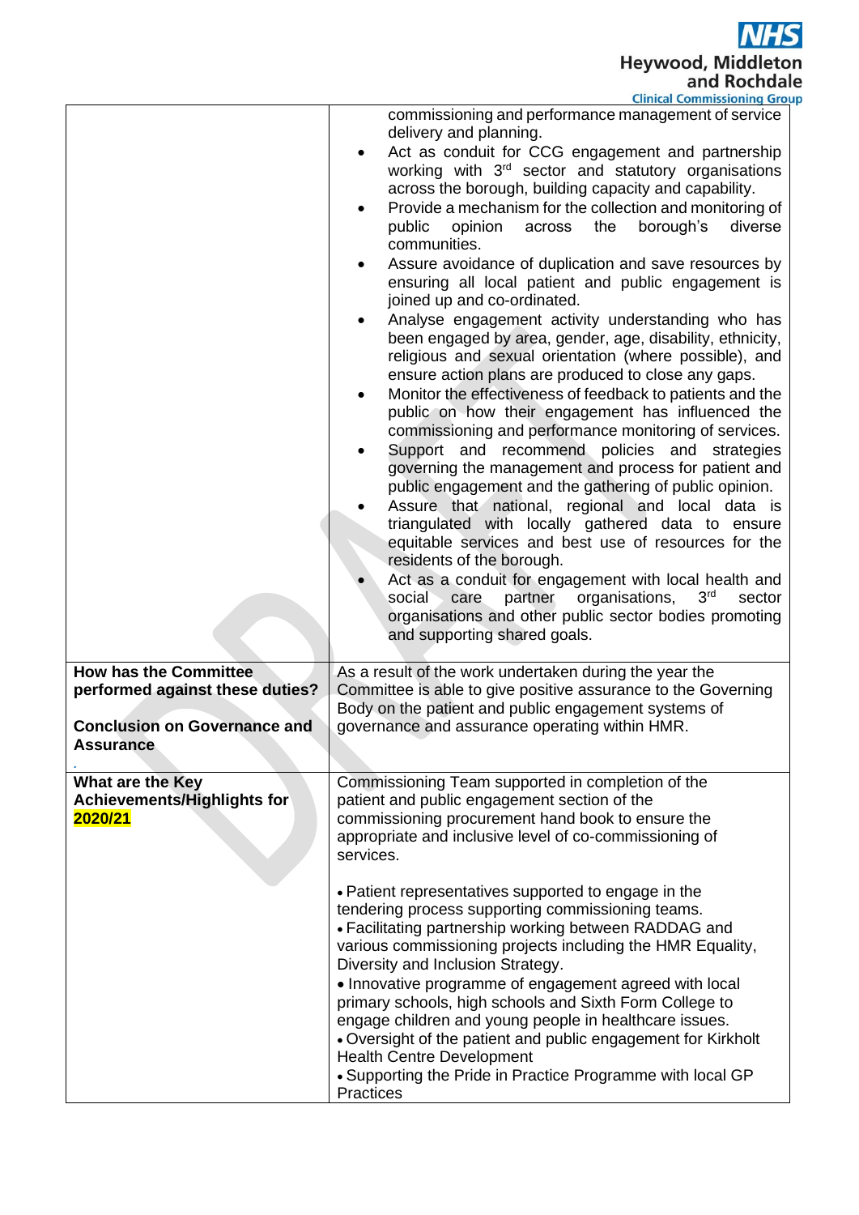| | |
|---|---|
| | commissioning and performance management of service delivery and planning.<br>• Act as conduit for CCG engagement and partnership working with 3rd sector and statutory organisations across the borough, building capacity and capability.<br>• Provide a mechanism for the collection and monitoring of public opinion across the borough's diverse communities.<br>• Assure avoidance of duplication and save resources by ensuring all local patient and public engagement is joined up and co-ordinated.<br>• Analyse engagement activity understanding who has been engaged by area, gender, age, disability, ethnicity, religious and sexual orientation (where possible), and ensure action plans are produced to close any gaps.<br>• Monitor the effectiveness of feedback to patients and the public on how their engagement has influenced the commissioning and performance monitoring of services.<br>• Support and recommend policies and strategies governing the management and process for patient and public engagement and the gathering of public opinion.<br>• Assure that national, regional and local data is triangulated with locally gathered data to ensure equitable services and best use of resources for the residents of the borough.<br>• Act as a conduit for engagement with local health and social care partner organisations, 3rd sector organisations and other public sector bodies promoting and supporting shared goals. |
| **How has the Committee performed against these duties?**<br><br>**Conclusion on Governance and Assurance** | As a result of the work undertaken during the year the Committee is able to give positive assurance to the Governing Body on the patient and public engagement systems of governance and assurance operating within HMR. |
| **What are the Key Achievements/Highlights for 2020/21** | Commissioning Team supported in completion of the patient and public engagement section of the commissioning procurement hand book to ensure the appropriate and inclusive level of co-commissioning of services.<br><br>• Patient representatives supported to engage in the tendering process supporting commissioning teams.<br>• Facilitating partnership working between RADDAG and various commissioning projects including the HMR Equality, Diversity and Inclusion Strategy.<br>• Innovative programme of engagement agreed with local primary schools, high schools and Sixth Form College to engage children and young people in healthcare issues.<br>• Oversight of the patient and public engagement for Kirkholt Health Centre Development<br>• Supporting the Pride in Practice Programme with local GP Practices |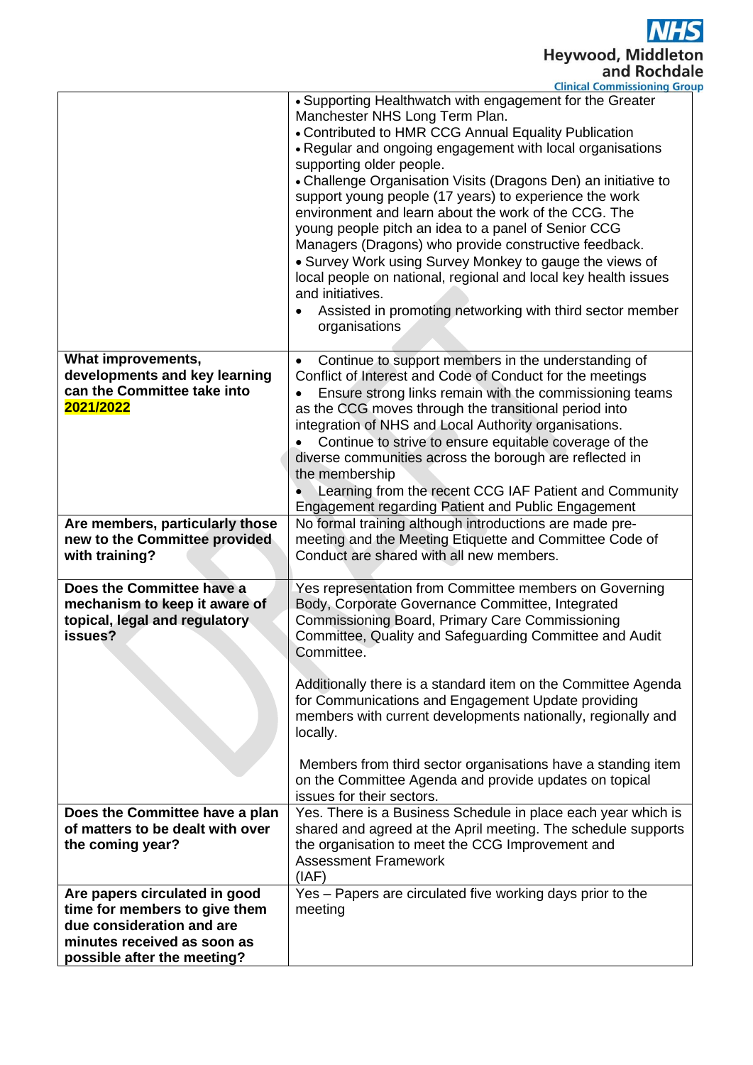| | |
|---|---|
| | • Supporting Healthwatch with engagement for the Greater Manchester NHS Long Term Plan.<br>• Contributed to HMR CCG Annual Equality Publication<br>• Regular and ongoing engagement with local organisations supporting older people.<br>• Challenge Organisation Visits (Dragons Den) an initiative to support young people (17 years) to experience the work environment and learn about the work of the CCG. The young people pitch an idea to a panel of Senior CCG Managers (Dragons) who provide constructive feedback.<br>• Survey Work using Survey Monkey to gauge the views of local people on national, regional and local key health issues and initiatives.<br>• Assisted in promoting networking with third sector member organisations |
| **What improvements, developments and key learning can the Committee take into 2021/2022** | • Continue to support members in the understanding of Conflict of Interest and Code of Conduct for the meetings<br>• Ensure strong links remain with the commissioning teams as the CCG moves through the transitional period into integration of NHS and Local Authority organisations.<br>• Continue to strive to ensure equitable coverage of the diverse communities across the borough are reflected in the membership<br>• Learning from the recent CCG IAF Patient and Community Engagement regarding Patient and Public Engagement |
| **Are members, particularly those new to the Committee provided with training?** | No formal training although introductions are made pre-meeting and the Meeting Etiquette and Committee Code of Conduct are shared with all new members. |
| **Does the Committee have a mechanism to keep it aware of topical, legal and regulatory issues?** | Yes representation from Committee members on Governing Body, Corporate Governance Committee, Integrated Commissioning Board, Primary Care Commissioning Committee, Quality and Safeguarding Committee and Audit Committee.<br><br>Additionally there is a standard item on the Committee Agenda for Communications and Engagement Update providing members with current developments nationally, regionally and locally.<br><br>Members from third sector organisations have a standing item on the Committee Agenda and provide updates on topical issues for their sectors. |
| **Does the Committee have a plan of matters to be dealt with over the coming year?** | Yes. There is a Business Schedule in place each year which is shared and agreed at the April meeting. The schedule supports the organisation to meet the CCG Improvement and Assessment Framework (IAF) |
| **Are papers circulated in good time for members to give them due consideration and are minutes received as soon as possible after the meeting?** | Yes – Papers are circulated five working days prior to the meeting |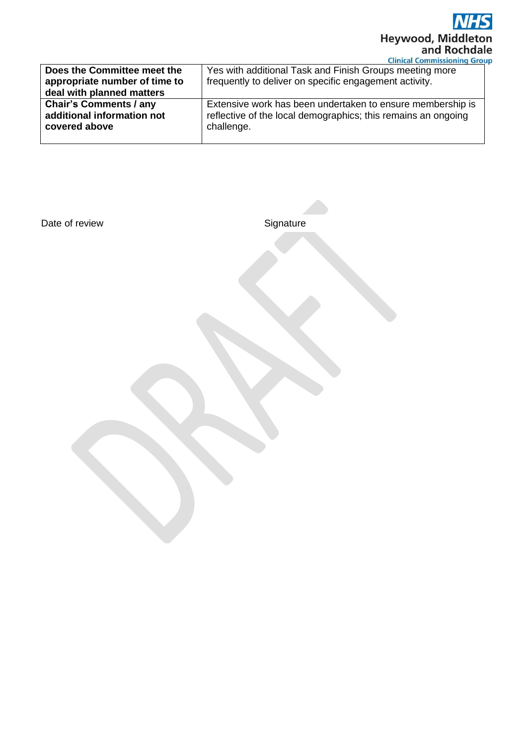| | |
|---|---|
| **Does the Committee meet the appropriate number of time to deal with planned matters** | Yes with additional Task and Finish Groups meeting more frequently to deliver on specific engagement activity. |
| **Chair's Comments / any additional information not covered above** | Extensive work has been undertaken to ensure membership is reflective of the local demographics; this remains an ongoing challenge. |

Date of review Signature